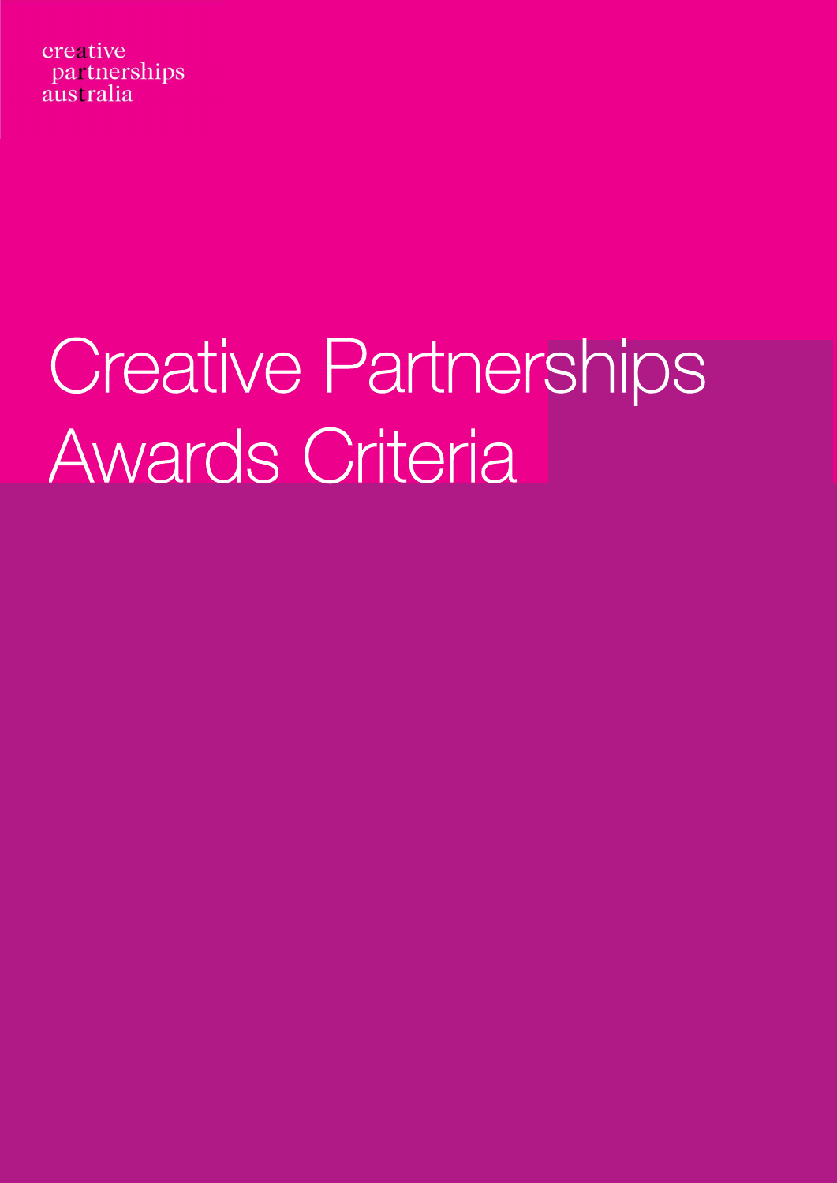creative
partnerships
australia

# Creative Partnerships Awards Criteria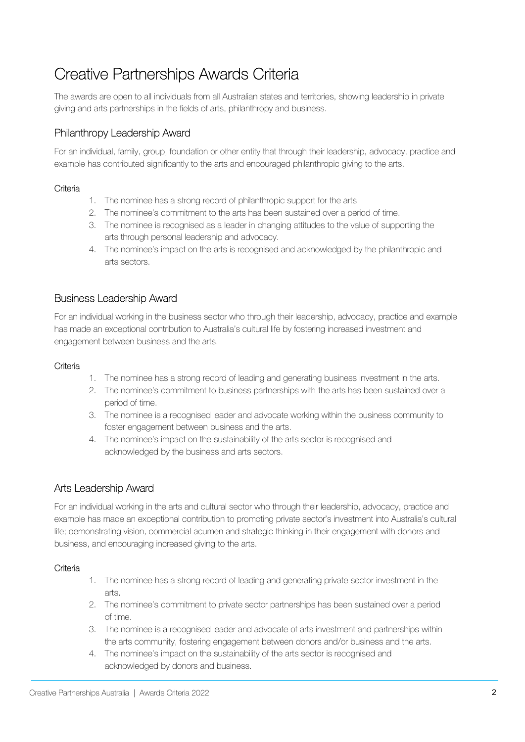# Creative Partnerships Awards Criteria

The awards are open to all individuals from all Australian states and territories, showing leadership in private giving and arts partnerships in the fields of arts, philanthropy and business.

## Philanthropy Leadership Award

For an individual, family, group, foundation or other entity that through their leadership, advocacy, practice and example has contributed significantly to the arts and encouraged philanthropic giving to the arts.

### Criteria

1. The nominee has a strong record of philanthropic support for the arts.
2. The nominee's commitment to the arts has been sustained over a period of time.
3. The nominee is recognised as a leader in changing attitudes to the value of supporting the arts through personal leadership and advocacy.
4. The nominee's impact on the arts is recognised and acknowledged by the philanthropic and arts sectors.

## Business Leadership Award

For an individual working in the business sector who through their leadership, advocacy, practice and example has made an exceptional contribution to Australia's cultural life by fostering increased investment and engagement between business and the arts.

### Criteria

1. The nominee has a strong record of leading and generating business investment in the arts.
2. The nominee's commitment to business partnerships with the arts has been sustained over a period of time.
3. The nominee is a recognised leader and advocate working within the business community to foster engagement between business and the arts.
4. The nominee's impact on the sustainability of the arts sector is recognised and acknowledged by the business and arts sectors.

## Arts Leadership Award

For an individual working in the arts and cultural sector who through their leadership, advocacy, practice and example has made an exceptional contribution to promoting private sector's investment into Australia's cultural life; demonstrating vision, commercial acumen and strategic thinking in their engagement with donors and business, and encouraging increased giving to the arts.

### Criteria

1. The nominee has a strong record of leading and generating private sector investment in the arts.
2. The nominee's commitment to private sector partnerships has been sustained over a period of time.
3. The nominee is a recognised leader and advocate of arts investment and partnerships within the arts community, fostering engagement between donors and/or business and the arts.
4. The nominee's impact on the sustainability of the arts sector is recognised and acknowledged by donors and business.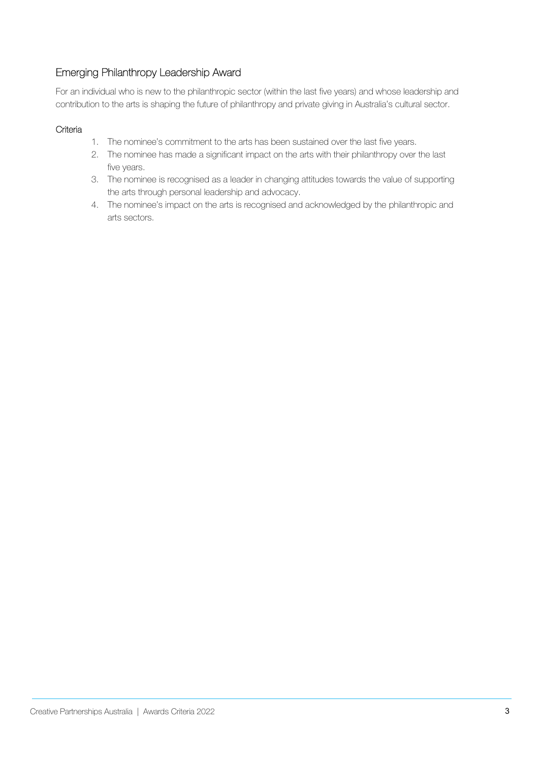## Emerging Philanthropy Leadership Award

For an individual who is new to the philanthropic sector (within the last five years) and whose leadership and contribution to the arts is shaping the future of philanthropy and private giving in Australia's cultural sector.

### Criteria

1. The nominee's commitment to the arts has been sustained over the last five years.
2. The nominee has made a significant impact on the arts with their philanthropy over the last five years.
3. The nominee is recognised as a leader in changing attitudes towards the value of supporting the arts through personal leadership and advocacy.
4. The nominee's impact on the arts is recognised and acknowledged by the philanthropic and arts sectors.